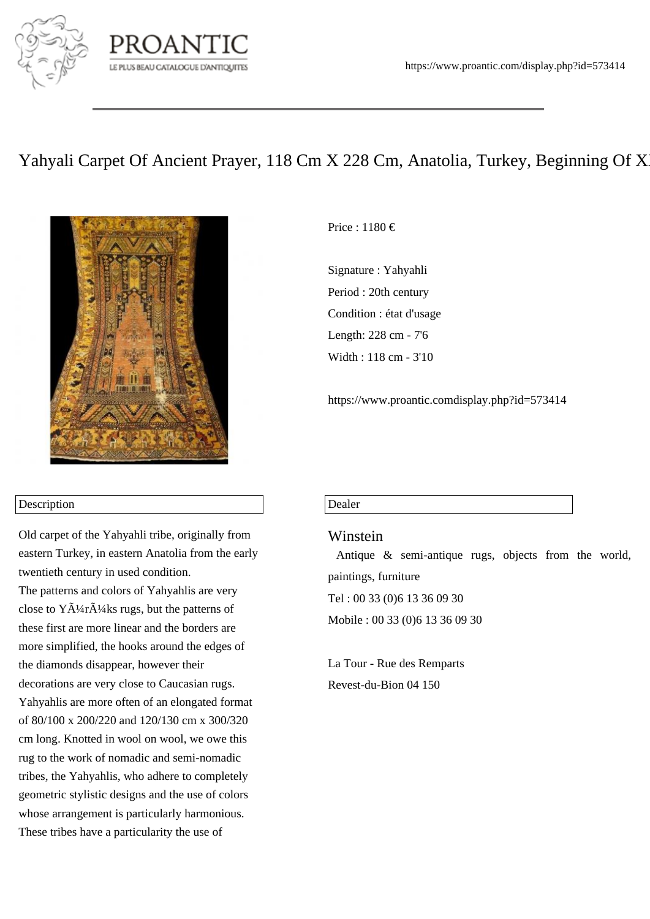# Yahyali Carpet Of Ancient Prayer, 118 Cm X 228 Cm, Anatolia, Turkey, Beginning Of XI

Price : 1180 €

Signature : Yahyahli
Period : 20th century
Condition : état d'usage
Length: 228 cm - 7'6
Width : 118 cm - 3'10

https://www.proantic.comdisplay.php?id=573414

## Description

Old carpet of the Yahyahli tribe, originally from eastern Turkey, in eastern Anatolia from the early twentieth century in used condition.
The patterns and colors of Yahyahlis are very close to YÃ¼rÃ¼ks rugs, but the patterns of these first are more linear and the borders are more simplified, the hooks around the edges of the diamonds disappear, however their decorations are very close to Caucasian rugs.
Yahyahlis are more often of an elongated format of 80/100 x 200/220 and 120/130 cm x 300/320 cm long. Knotted in wool on wool, we owe this rug to the work of nomadic and semi-nomadic tribes, the Yahyahlis, who adhere to completely geometric stylistic designs and the use of colors whose arrangement is particularly harmonious.
These tribes have a particularity the use of

## Dealer

Winstein

Antique & semi-antique rugs, objects from the world, paintings, furniture

Tel : 00 33 (0)6 13 36 09 30

Mobile : 00 33 (0)6 13 36 09 30

La Tour - Rue des Remparts
Revest-du-Bion 04 150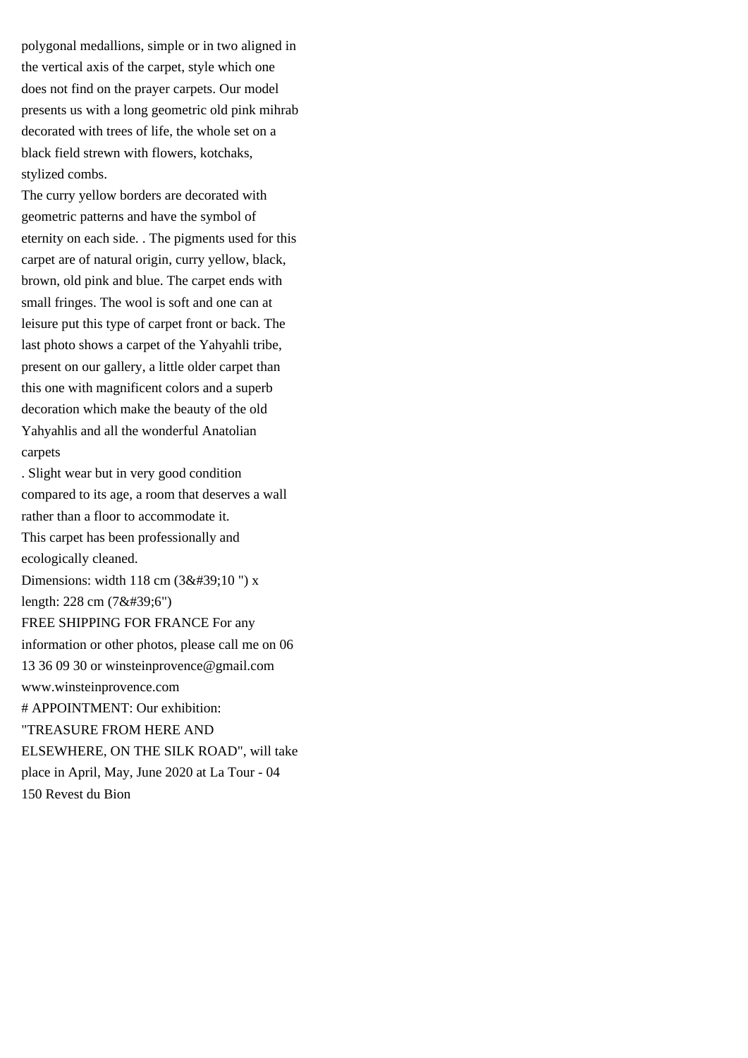polygonal medallions, simple or in two aligned in the vertical axis of the carpet, style which one does not find on the prayer carpets. Our model presents us with a long geometric old pink mihrab decorated with trees of life, the whole set on a black field strewn with flowers, kotchaks, stylized combs.

The curry yellow borders are decorated with geometric patterns and have the symbol of eternity on each side. . The pigments used for this carpet are of natural origin, curry yellow, black, brown, old pink and blue. The carpet ends with small fringes. The wool is soft and one can at leisure put this type of carpet front or back. The last photo shows a carpet of the Yahyahli tribe, present on our gallery, a little older carpet than this one with magnificent colors and a superb decoration which make the beauty of the old Yahyahlis and all the wonderful Anatolian carpets

. Slight wear but in very good condition compared to its age, a room that deserves a wall rather than a floor to accommodate it.

This carpet has been professionally and ecologically cleaned.

Dimensions: width 118 cm (3&#39;10 ") x length: 228 cm (7&#39;6")

FREE SHIPPING FOR FRANCE For any information or other photos, please call me on 06 13 36 09 30 or winsteinprovence@gmail.com www.winsteinprovence.com

# APPOINTMENT: Our exhibition: "TREASURE FROM HERE AND ELSEWHERE, ON THE SILK ROAD", will take place in April, May, June 2020 at La Tour - 04 150 Revest du Bion